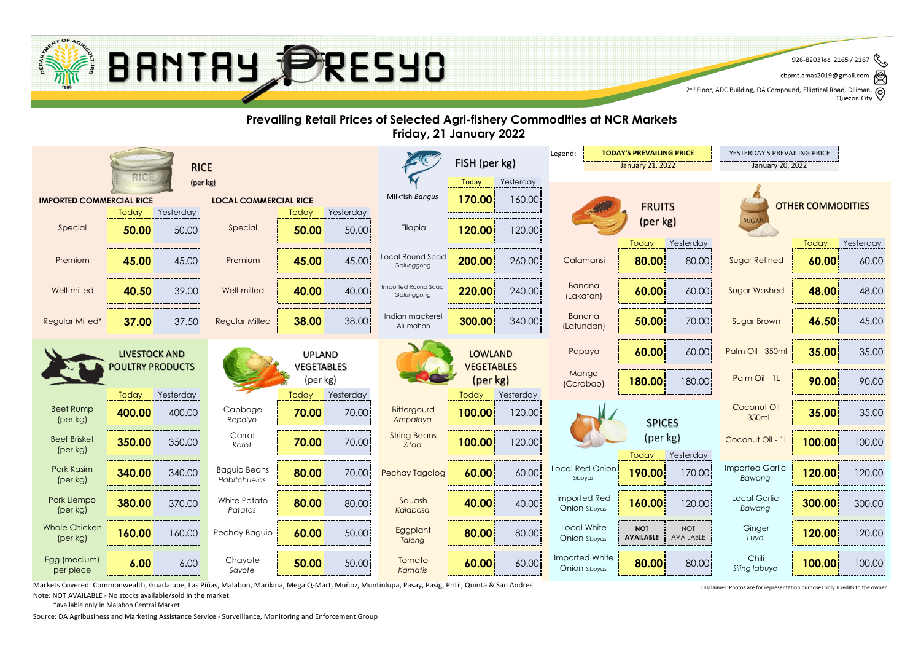# BANTAY PRESYO

926-8203 loc. 2165 / 2167
cbpmt.amas2019@gmail.com
2nd Floor, ADC Building, DA Compound, Elliptical Road, Diliman, Quezon City

## Prevailing Retail Prices of Selected Agri-fishery Commodities at NCR Markets
## Friday, 21 January 2022

Legend: **TODAY'S PREVAILING PRICE** January 21, 2022 | YESTERDAY'S PREVAILING PRICE January 20, 2022

### RICE (per kg)

| IMPORTED COMMERCIAL RICE | Today | Yesterday | LOCAL COMMERCIAL RICE | Today | Yesterday |
|---|---|---|---|---|---|
| Special | **50.00** | 50.00 | Special | **50.00** | 50.00 |
| Premium | **45.00** | 45.00 | Premium | **45.00** | 45.00 |
| Well-milled | **40.50** | 39.00 | Well-milled | **40.00** | 40.00 |
| Regular Milled* | **37.00** | 37.50 | Regular Milled | **38.00** | 38.00 |

### FISH (per kg)

| | Today | Yesterday |
|---|---|---|
| Milkfish *Bangus* | **170.00** | 160.00 |
| Tilapia | **120.00** | 120.00 |
| Local Round Scad *Galunggong* | **200.00** | 260.00 |
| Imported Round Scad *Galunggong* | **220.00** | 240.00 |
| Indian mackerel *Alumahan* | **300.00** | 340.00 |

### FRUITS (per kg)

| | Today | Yesterday |
|---|---|---|
| Calamansi | **80.00** | 80.00 |
| Banana (Lakatan) | **60.00** | 60.00 |
| Banana (Latundan) | **50.00** | 70.00 |
| Papaya | **60.00** | 60.00 |
| Mango (Carabao) | **180.00** | 180.00 |

### OTHER COMMODITIES

| | Today | Yesterday |
|---|---|---|
| Sugar Refined | **60.00** | 60.00 |
| Sugar Washed | **48.00** | 48.00 |
| Sugar Brown | **46.50** | 45.00 |
| Palm Oil - 350ml | **35.00** | 35.00 |
| Palm Oil - 1L | **90.00** | 90.00 |
| Coconut Oil - 350ml | **35.00** | 35.00 |
| Coconut Oil - 1L | **100.00** | 100.00 |
| Imported Garlic *Bawang* | **120.00** | 120.00 |
| Local Garlic *Bawang* | **300.00** | 300.00 |
| Ginger *Luya* | **120.00** | 120.00 |
| Chili *Siling labuyo* | **100.00** | 100.00 |

### LIVESTOCK AND POULTRY PRODUCTS

| | Today | Yesterday |
|---|---|---|
| Beef Rump (per kg) | **400.00** | 400.00 |
| Beef Brisket (per kg) | **350.00** | 350.00 |
| Pork Kasim (per kg) | **340.00** | 340.00 |
| Pork Liempo (per kg) | **380.00** | 370.00 |
| Whole Chicken (per kg) | **160.00** | 160.00 |
| Egg (medium) per piece | **6.00** | 6.00 |

### UPLAND VEGETABLES (per kg)

| | Today | Yesterday |
|---|---|---|
| Cabbage *Repolyo* | **70.00** | 70.00 |
| Carrot *Karot* | **70.00** | 70.00 |
| Baguio Beans *Habitchuelas* | **80.00** | 70.00 |
| White Potato *Patatas* | **80.00** | 80.00 |
| Pechay Baguio | **60.00** | 50.00 |
| Chayote *Sayote* | **50.00** | 50.00 |

### LOWLAND VEGETABLES (per kg)

| | Today | Yesterday |
|---|---|---|
| Bittergourd *Ampalaya* | **100.00** | 120.00 |
| String Beans *Sitao* | **100.00** | 120.00 |
| Pechay Tagalog | **60.00** | 60.00 |
| Squash *Kalabasa* | **40.00** | 40.00 |
| Eggplant *Talong* | **80.00** | 80.00 |
| Tomato *Kamatis* | **60.00** | 60.00 |

### SPICES (per kg)

| | Today | Yesterday |
|---|---|---|
| Local Red Onion *Sibuyas* | **190.00** | 170.00 |
| Imported Red Onion *Sibuyas* | **160.00** | 120.00 |
| Local White Onion *Sibuyas* | **NOT AVAILABLE** | NOT AVAILABLE |
| Imported White Onion *Sibuyas* | **80.00** | 80.00 |

Markets Covered: Commonwealth, Guadalupe, Las Piñas, Mega Q-Mart, Muñoz, Muntinlupa, Pasay, Pasig, Pritil, Quinta & San Andres

Note: NOT AVAILABLE - No stocks available/sold in the market

*available only in Malabon Central Market

Source: DA Agribusiness and Marketing Assistance Service - Surveillance, Monitoring and Enforcement Group

Disclaimer: Photos are for representation purposes only. Credits to the owner.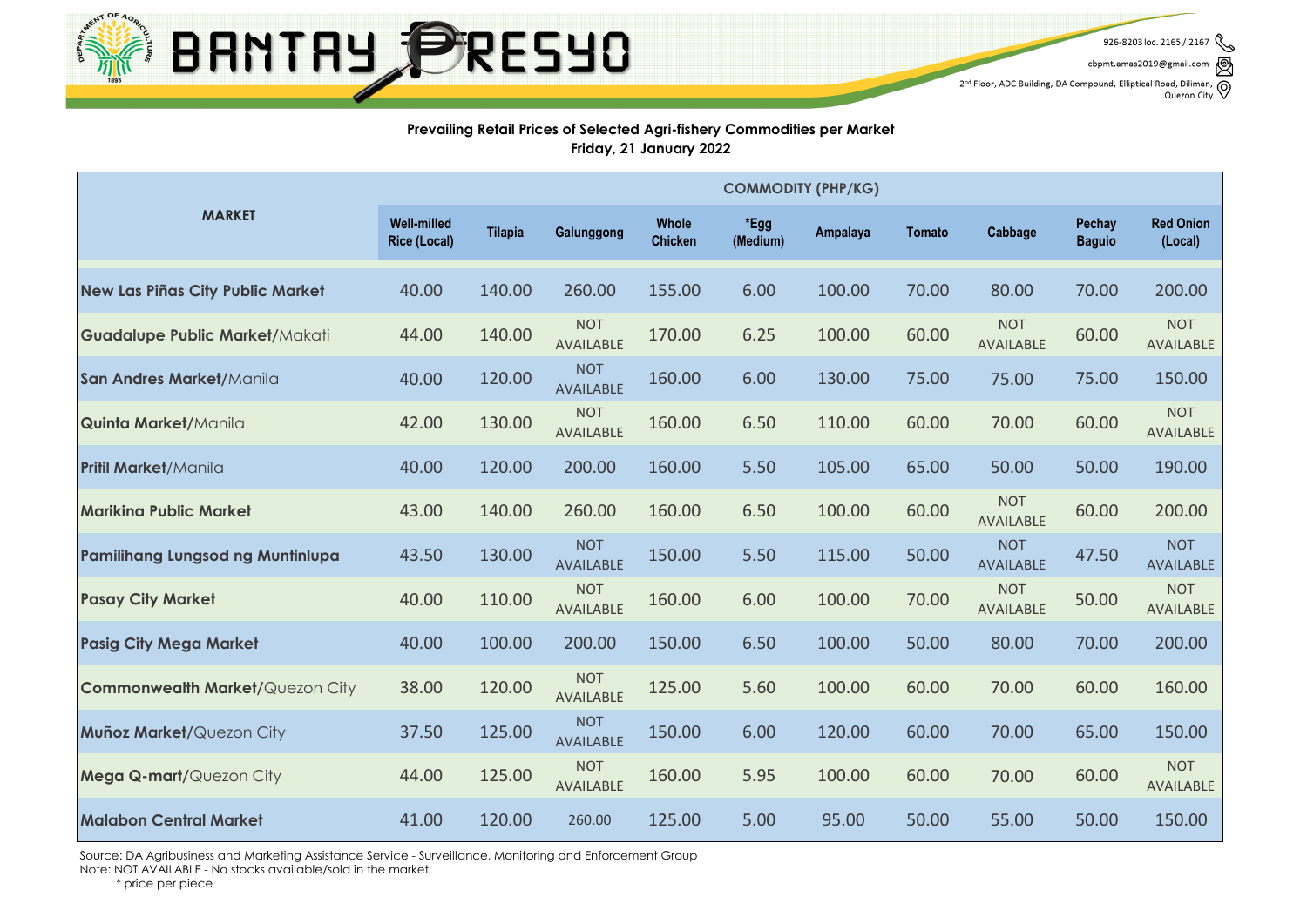# BANTAY PRESYO

926-8203 loc. 2165 / 2167

cbpmt.amas2019@gmail.com

2nd Floor, ADC Building, DA Compound, Elliptical Road, Diliman, Quezon City

**Prevailing Retail Prices of Selected Agri-fishery Commodities per Market**
**Friday, 21 January 2022**

| MARKET | COMMODITY (PHP/KG) | | | | | | | | | |
|---|---|---|---|---|---|---|---|---|---|---|
| | Well-milled Rice (Local) | Tilapia | Galunggong | Whole Chicken | *Egg (Medium) | Ampalaya | Tomato | Cabbage | Pechay Baguio | Red Onion (Local) |
| **New Las Piñas City Public Market** | 40.00 | 140.00 | 260.00 | 155.00 | 6.00 | 100.00 | 70.00 | 80.00 | 70.00 | 200.00 |
| **Guadalupe Public Market**/Makati | 44.00 | 140.00 | NOT AVAILABLE | 170.00 | 6.25 | 100.00 | 60.00 | NOT AVAILABLE | 60.00 | NOT AVAILABLE |
| **San Andres Market**/Manila | 40.00 | 120.00 | NOT AVAILABLE | 160.00 | 6.00 | 130.00 | 75.00 | 75.00 | 75.00 | 150.00 |
| **Quinta Market**/Manila | 42.00 | 130.00 | NOT AVAILABLE | 160.00 | 6.50 | 110.00 | 60.00 | 70.00 | 60.00 | NOT AVAILABLE |
| **Pritil Market**/Manila | 40.00 | 120.00 | 200.00 | 160.00 | 5.50 | 105.00 | 65.00 | 50.00 | 50.00 | 190.00 |
| **Marikina Public Market** | 43.00 | 140.00 | 260.00 | 160.00 | 6.50 | 100.00 | 60.00 | NOT AVAILABLE | 60.00 | 200.00 |
| **Pamilihang Lungsod ng Muntinlupa** | 43.50 | 130.00 | NOT AVAILABLE | 150.00 | 5.50 | 115.00 | 50.00 | NOT AVAILABLE | 47.50 | NOT AVAILABLE |
| **Pasay City Market** | 40.00 | 110.00 | NOT AVAILABLE | 160.00 | 6.00 | 100.00 | 70.00 | NOT AVAILABLE | 50.00 | NOT AVAILABLE |
| **Pasig City Mega Market** | 40.00 | 100.00 | 200.00 | 150.00 | 6.50 | 100.00 | 50.00 | 80.00 | 70.00 | 200.00 |
| **Commonwealth Market**/Quezon City | 38.00 | 120.00 | NOT AVAILABLE | 125.00 | 5.60 | 100.00 | 60.00 | 70.00 | 60.00 | 160.00 |
| **Muñoz Market**/Quezon City | 37.50 | 125.00 | NOT AVAILABLE | 150.00 | 6.00 | 120.00 | 60.00 | 70.00 | 65.00 | 150.00 |
| **Mega Q-mart**/Quezon City | 44.00 | 125.00 | NOT AVAILABLE | 160.00 | 5.95 | 100.00 | 60.00 | 70.00 | 60.00 | NOT AVAILABLE |
| **Malabon Central Market** | 41.00 | 120.00 | 260.00 | 125.00 | 5.00 | 95.00 | 50.00 | 55.00 | 50.00 | 150.00 |

Source: DA Agribusiness and Marketing Assistance Service - Surveillance, Monitoring and Enforcement Group
Note: NOT AVAILABLE - No stocks available/sold in the market
\* price per piece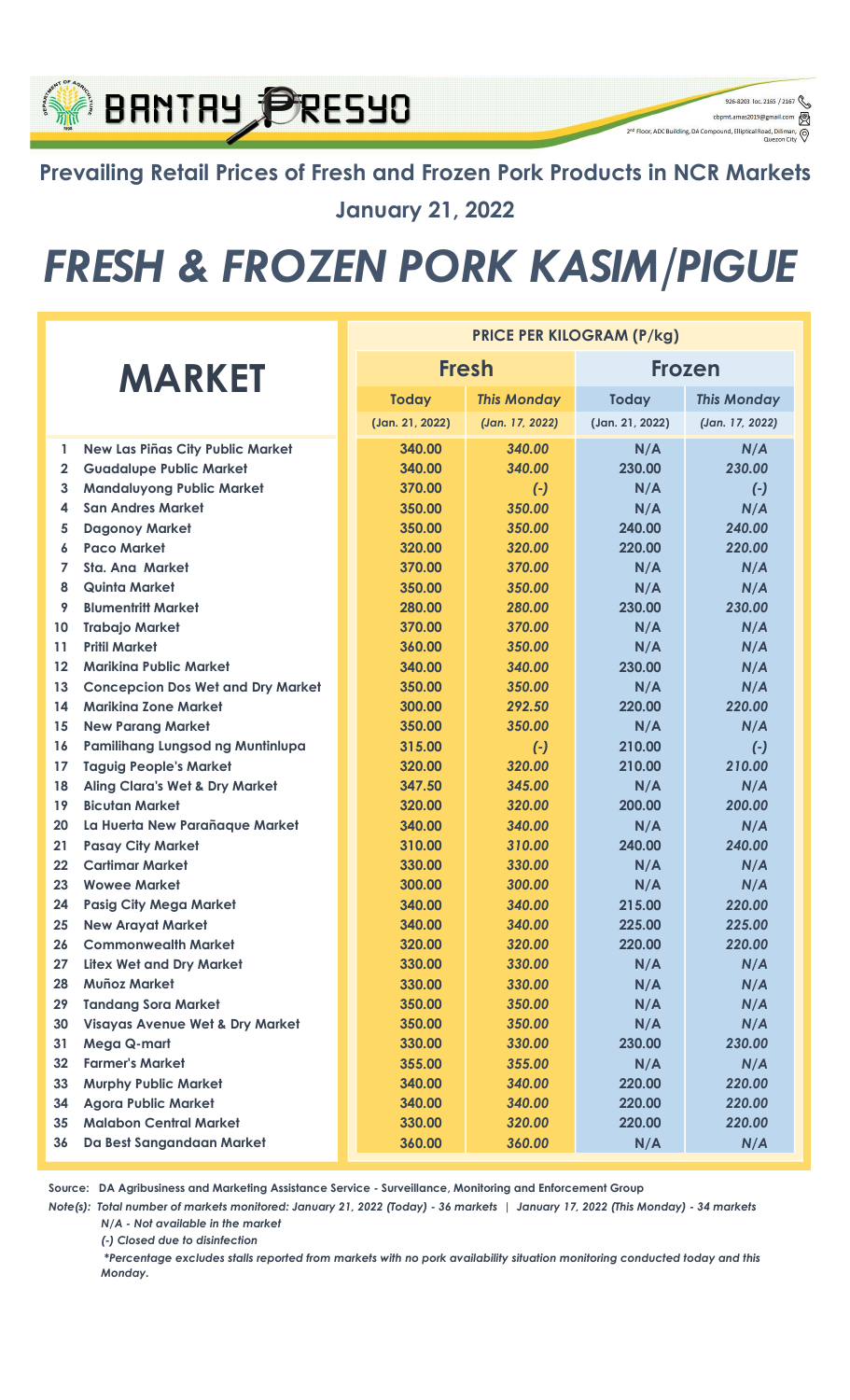BANTAY PRESYO

926-8203 loc. 2165 / 2167
cbpmt.amas2019@gmail.com
2nd Floor, ADC Building, DA Compound, Elliptical Road, Diliman, Quezon City

## Prevailing Retail Prices of Fresh and Frozen Pork Products in NCR Markets

## January 21, 2022

# *FRESH & FROZEN PORK KASIM/PIGUE*

| | MARKET | PRICE PER KILOGRAM (P/kg) | | | |
|---|---|---|---|---|---|
| | | **Fresh** | | **Frozen** | |
| | | **Today** (Jan. 21, 2022) | ***This Monday*** *(Jan. 17, 2022)* | **Today** (Jan. 21, 2022) | ***This Monday*** *(Jan. 17, 2022)* |
| 1 | New Las Piñas City Public Market | 340.00 | *340.00* | N/A | *N/A* |
| 2 | Guadalupe Public Market | 340.00 | *340.00* | 230.00 | *230.00* |
| 3 | Mandaluyong Public Market | 370.00 | *(-)* | N/A | *(-)* |
| 4 | San Andres Market | 350.00 | *350.00* | N/A | *N/A* |
| 5 | Dagonoy Market | 350.00 | *350.00* | 240.00 | *240.00* |
| 6 | Paco Market | 320.00 | *320.00* | 220.00 | *220.00* |
| 7 | Sta. Ana Market | 370.00 | *370.00* | N/A | *N/A* |
| 8 | Quinta Market | 350.00 | *350.00* | N/A | *N/A* |
| 9 | Blumentritt Market | 280.00 | *280.00* | 230.00 | *230.00* |
| 10 | Trabajo Market | 370.00 | *370.00* | N/A | *N/A* |
| 11 | Pritil Market | 360.00 | *350.00* | N/A | *N/A* |
| 12 | Marikina Public Market | 340.00 | *340.00* | 230.00 | *N/A* |
| 13 | Concepcion Dos Wet and Dry Market | 350.00 | *350.00* | N/A | *N/A* |
| 14 | Marikina Zone Market | 300.00 | *292.50* | 220.00 | *220.00* |
| 15 | New Parang Market | 350.00 | *350.00* | N/A | *N/A* |
| 16 | Pamilihang Lungsod ng Muntinlupa | 315.00 | *(-)* | 210.00 | *(-)* |
| 17 | Taguig People's Market | 320.00 | *320.00* | 210.00 | *210.00* |
| 18 | Aling Clara's Wet & Dry Market | 347.50 | *345.00* | N/A | *N/A* |
| 19 | Bicutan Market | 320.00 | *320.00* | 200.00 | *200.00* |
| 20 | La Huerta New Parañaque Market | 340.00 | *340.00* | N/A | *N/A* |
| 21 | Pasay City Market | 310.00 | *310.00* | 240.00 | *240.00* |
| 22 | Cartimar Market | 330.00 | *330.00* | N/A | *N/A* |
| 23 | Wowee Market | 300.00 | *300.00* | N/A | *N/A* |
| 24 | Pasig City Mega Market | 340.00 | *340.00* | 215.00 | *220.00* |
| 25 | New Arayat Market | 340.00 | *340.00* | 225.00 | *225.00* |
| 26 | Commonwealth Market | 320.00 | *320.00* | 220.00 | *220.00* |
| 27 | Litex Wet and Dry Market | 330.00 | *330.00* | N/A | *N/A* |
| 28 | Muñoz Market | 330.00 | *330.00* | N/A | *N/A* |
| 29 | Tandang Sora Market | 350.00 | *350.00* | N/A | *N/A* |
| 30 | Visayas Avenue Wet & Dry Market | 350.00 | *350.00* | N/A | *N/A* |
| 31 | Mega Q-mart | 330.00 | *330.00* | 230.00 | *230.00* |
| 32 | Farmer's Market | 355.00 | *355.00* | N/A | *N/A* |
| 33 | Murphy Public Market | 340.00 | *340.00* | 220.00 | *220.00* |
| 34 | Agora Public Market | 340.00 | *340.00* | 220.00 | *220.00* |
| 35 | Malabon Central Market | 330.00 | *320.00* | 220.00 | *220.00* |
| 36 | Da Best Sangandaan Market | 360.00 | *360.00* | N/A | *N/A* |

**Source: DA Agribusiness and Marketing Assistance Service - Surveillance, Monitoring and Enforcement Group**

***Note(s): Total number of markets monitored: January 21, 2022 (Today) - 36 markets | January 17, 2022 (This Monday) - 34 markets***

***N/A - Not available in the market***

***(-) Closed due to disinfection***

****Percentage excludes stalls reported from markets with no pork availability situation monitoring conducted today and this Monday.***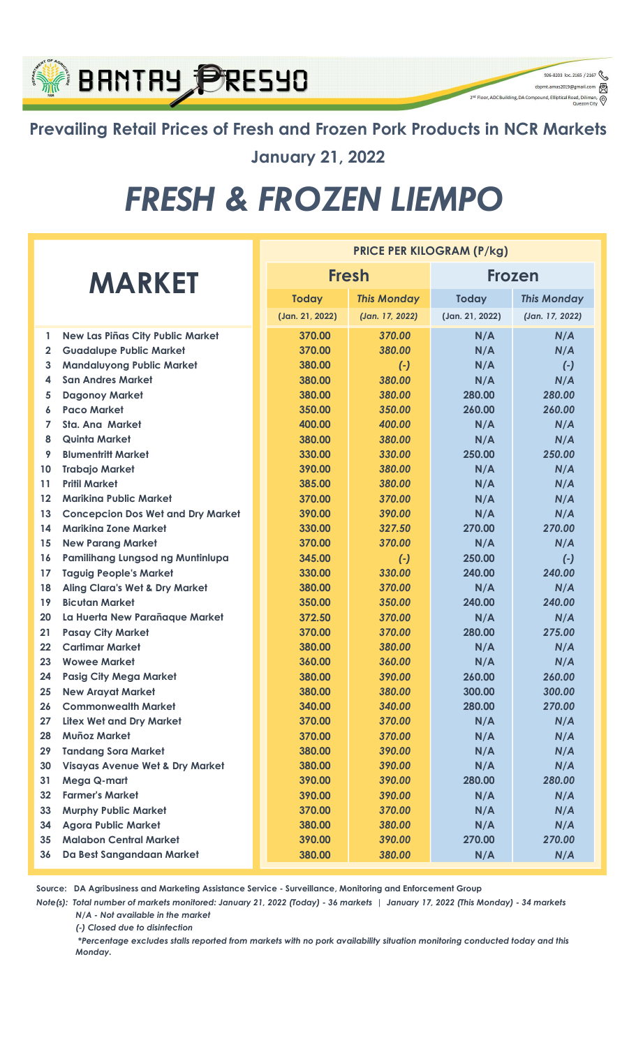# Prevailing Retail Prices of Fresh and Frozen Pork Products in NCR Markets

## January 21, 2022

# FRESH & FROZEN LIEMPO

| | MARKET | PRICE PER KILOGRAM (P/kg) | | | |
|---|---|---|---|---|---|
| | | Fresh | | Frozen | |
| | | Today (Jan. 21, 2022) | *This Monday (Jan. 17, 2022)* | Today (Jan. 21, 2022) | *This Monday (Jan. 17, 2022)* |
| 1 | New Las Piñas City Public Market | 370.00 | *370.00* | N/A | *N/A* |
| 2 | Guadalupe Public Market | 370.00 | *380.00* | N/A | *N/A* |
| 3 | Mandaluyong Public Market | 380.00 | *(-)* | N/A | *(-)* |
| 4 | San Andres Market | 380.00 | *380.00* | N/A | *N/A* |
| 5 | Dagonoy Market | 380.00 | *380.00* | 280.00 | *280.00* |
| 6 | Paco Market | 350.00 | *350.00* | 260.00 | *260.00* |
| 7 | Sta. Ana Market | 400.00 | *400.00* | N/A | *N/A* |
| 8 | Quinta Market | 380.00 | *380.00* | N/A | *N/A* |
| 9 | Blumentritt Market | 330.00 | *330.00* | 250.00 | *250.00* |
| 10 | Trabajo Market | 390.00 | *380.00* | N/A | *N/A* |
| 11 | Pritil Market | 385.00 | *380.00* | N/A | *N/A* |
| 12 | Marikina Public Market | 370.00 | *370.00* | N/A | *N/A* |
| 13 | Concepcion Dos Wet and Dry Market | 390.00 | *390.00* | N/A | *N/A* |
| 14 | Marikina Zone Market | 330.00 | *327.50* | 270.00 | *270.00* |
| 15 | New Parang Market | 370.00 | *370.00* | N/A | *N/A* |
| 16 | Pamilihang Lungsod ng Muntinlupa | 345.00 | *(-)* | 250.00 | *(-)* |
| 17 | Taguig People's Market | 330.00 | *330.00* | 240.00 | *240.00* |
| 18 | Aling Clara's Wet & Dry Market | 380.00 | *370.00* | N/A | *N/A* |
| 19 | Bicutan Market | 350.00 | *350.00* | 240.00 | *240.00* |
| 20 | La Huerta New Parañaque Market | 372.50 | *370.00* | N/A | *N/A* |
| 21 | Pasay City Market | 370.00 | *370.00* | 280.00 | *275.00* |
| 22 | Cartimar Market | 380.00 | *380.00* | N/A | *N/A* |
| 23 | Wowee Market | 360.00 | *360.00* | N/A | *N/A* |
| 24 | Pasig City Mega Market | 380.00 | *390.00* | 260.00 | *260.00* |
| 25 | New Arayat Market | 380.00 | *380.00* | 300.00 | *300.00* |
| 26 | Commonwealth Market | 340.00 | *340.00* | 280.00 | *270.00* |
| 27 | Litex Wet and Dry Market | 370.00 | *370.00* | N/A | *N/A* |
| 28 | Muñoz Market | 370.00 | *370.00* | N/A | *N/A* |
| 29 | Tandang Sora Market | 380.00 | *390.00* | N/A | *N/A* |
| 30 | Visayas Avenue Wet & Dry Market | 380.00 | *390.00* | N/A | *N/A* |
| 31 | Mega Q-mart | 390.00 | *390.00* | 280.00 | *280.00* |
| 32 | Farmer's Market | 390.00 | *390.00* | N/A | *N/A* |
| 33 | Murphy Public Market | 370.00 | *370.00* | N/A | *N/A* |
| 34 | Agora Public Market | 380.00 | *380.00* | N/A | *N/A* |
| 35 | Malabon Central Market | 390.00 | *390.00* | 270.00 | *270.00* |
| 36 | Da Best Sangandaan Market | 380.00 | *380.00* | N/A | *N/A* |

**Source: DA Agribusiness and Marketing Assistance Service - Surveillance, Monitoring and Enforcement Group**

***Note(s): Total number of markets monitored: January 21, 2022 (Today) - 36 markets | January 17, 2022 (This Monday) - 34 markets***

***N/A - Not available in the market***

***(-) Closed due to disinfection***

***\*Percentage excludes stalls reported from markets with no pork availability situation monitoring conducted today and this Monday.***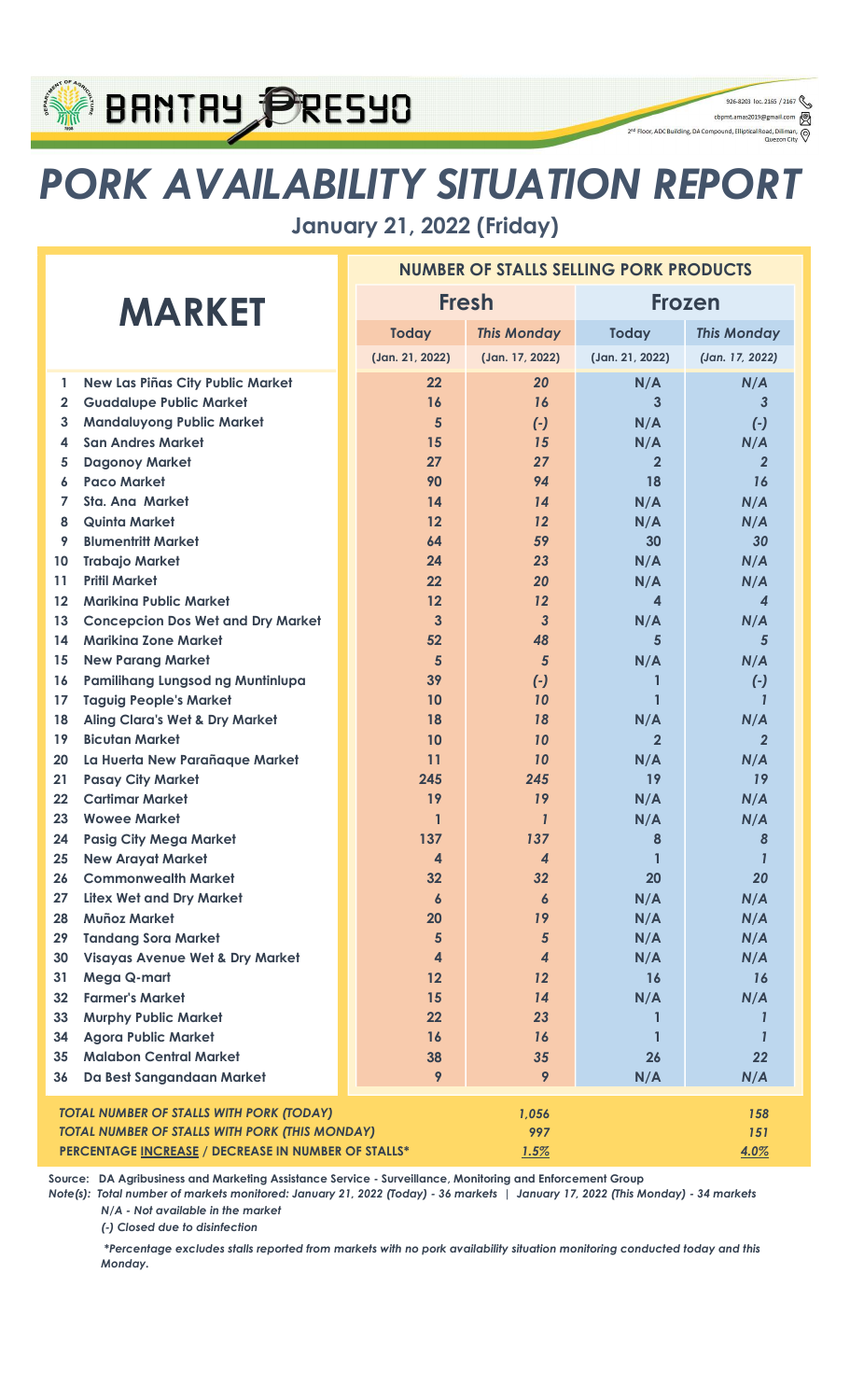# PORK AVAILABILITY SITUATION REPORT

## January 21, 2022 (Friday)

| | MARKET | NUMBER OF STALLS SELLING PORK PRODUCTS | | | |
|---|---|---|---|---|---|
| | | Fresh | | Frozen | |
| | | Today (Jan. 21, 2022) | This Monday (Jan. 17, 2022) | Today (Jan. 21, 2022) | This Monday (Jan. 17, 2022) |
| 1 | New Las Piñas City Public Market | 22 | 20 | N/A | N/A |
| 2 | Guadalupe Public Market | 16 | 16 | 3 | 3 |
| 3 | Mandaluyong Public Market | 5 | (-) | N/A | (-) |
| 4 | San Andres Market | 15 | 15 | N/A | N/A |
| 5 | Dagonoy Market | 27 | 27 | 2 | 2 |
| 6 | Paco Market | 90 | 94 | 18 | 16 |
| 7 | Sta. Ana Market | 14 | 14 | N/A | N/A |
| 8 | Quinta Market | 12 | 12 | N/A | N/A |
| 9 | Blumentritt Market | 64 | 59 | 30 | 30 |
| 10 | Trabajo Market | 24 | 23 | N/A | N/A |
| 11 | Pritil Market | 22 | 20 | N/A | N/A |
| 12 | Marikina Public Market | 12 | 12 | 4 | 4 |
| 13 | Concepcion Dos Wet and Dry Market | 3 | 3 | N/A | N/A |
| 14 | Marikina Zone Market | 52 | 48 | 5 | 5 |
| 15 | New Parang Market | 5 | 5 | N/A | N/A |
| 16 | Pamilihang Lungsod ng Muntinlupa | 39 | (-) | 1 | (-) |
| 17 | Taguig People's Market | 10 | 10 | 1 | 1 |
| 18 | Aling Clara's Wet & Dry Market | 18 | 18 | N/A | N/A |
| 19 | Bicutan Market | 10 | 10 | 2 | 2 |
| 20 | La Huerta New Parañaque Market | 11 | 10 | N/A | N/A |
| 21 | Pasay City Market | 245 | 245 | 19 | 19 |
| 22 | Cartimar Market | 19 | 19 | N/A | N/A |
| 23 | Wowee Market | 1 | 1 | N/A | N/A |
| 24 | Pasig City Mega Market | 137 | 137 | 8 | 8 |
| 25 | New Arayat Market | 4 | 4 | 1 | 1 |
| 26 | Commonwealth Market | 32 | 32 | 20 | 20 |
| 27 | Litex Wet and Dry Market | 6 | 6 | N/A | N/A |
| 28 | Muñoz Market | 20 | 19 | N/A | N/A |
| 29 | Tandang Sora Market | 5 | 5 | N/A | N/A |
| 30 | Visayas Avenue Wet & Dry Market | 4 | 4 | N/A | N/A |
| 31 | Mega Q-mart | 12 | 12 | 16 | 16 |
| 32 | Farmer's Market | 15 | 14 | N/A | N/A |
| 33 | Murphy Public Market | 22 | 23 | 1 | 1 |
| 34 | Agora Public Market | 16 | 16 | 1 | 1 |
| 35 | Malabon Central Market | 38 | 35 | 26 | 22 |
| 36 | Da Best Sangandaan Market | 9 | 9 | N/A | N/A |
| | *TOTAL NUMBER OF STALLS WITH PORK (TODAY)* | 1,056 | | 158 | |
| | *TOTAL NUMBER OF STALLS WITH PORK (THIS MONDAY)* | 997 | | 151 | |
| | PERCENTAGE INCREASE / DECREASE IN NUMBER OF STALLS* | 1.5% | | 4.0% | |

Source: DA Agribusiness and Marketing Assistance Service - Surveillance, Monitoring and Enforcement Group

*Note(s): Total number of markets monitored: January 21, 2022 (Today) - 36 markets | January 17, 2022 (This Monday) - 34 markets*

*N/A - Not available in the market*

*(-) Closed due to disinfection*

**Percentage excludes stalls reported from markets with no pork availability situation monitoring conducted today and this Monday.*